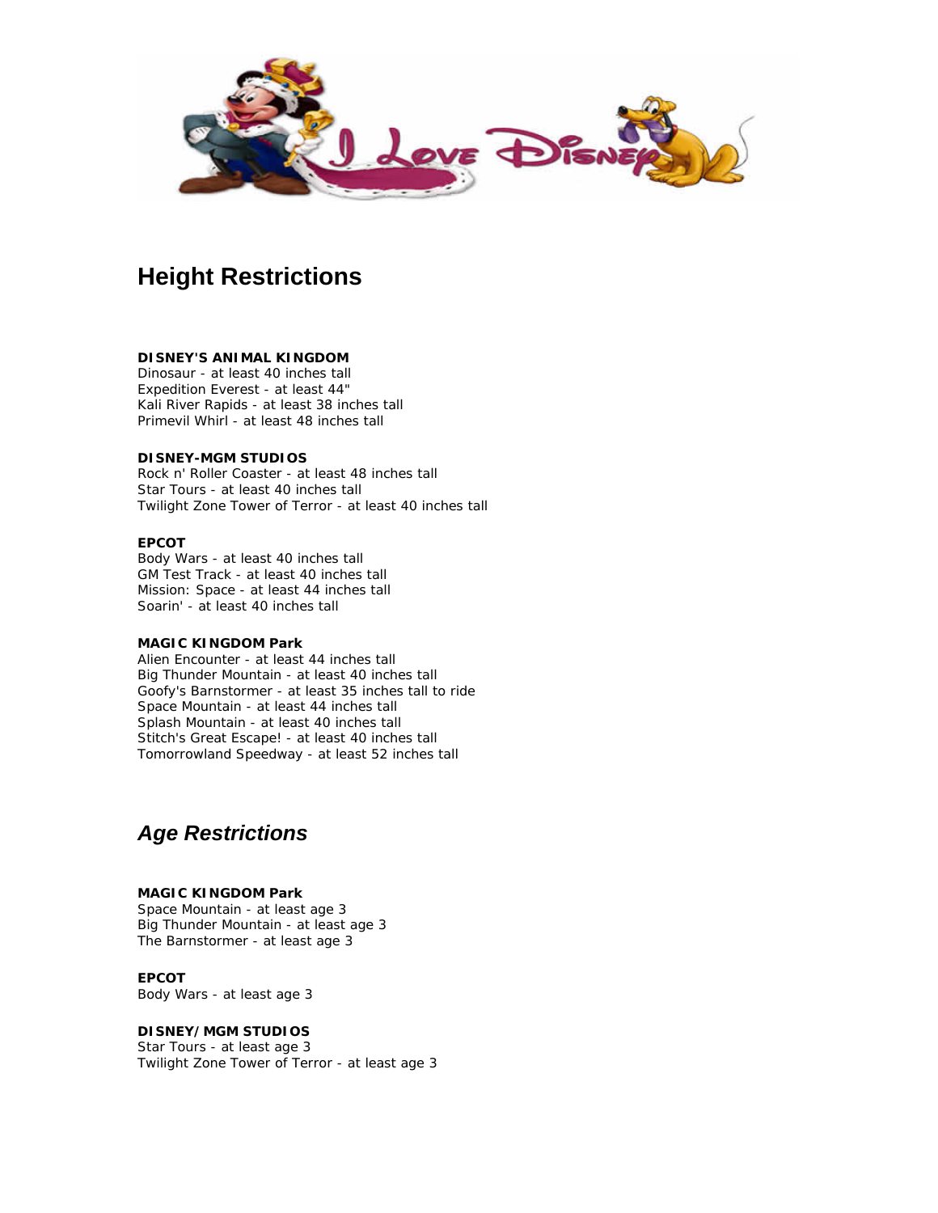# Height Restrictions

**DISNEY'S ANIMAL KINGDOM**
Dinosaur - at least 40 inches tall
Expedition Everest - at least 44"
Kali River Rapids - at least 38 inches tall
Primevil Whirl - at least 48 inches tall

**DISNEY-MGM STUDIOS**
Rock n' Roller Coaster - at least 48 inches tall
Star Tours - at least 40 inches tall
Twilight Zone Tower of Terror - at least 40 inches tall

**EPCOT**
Body Wars - at least 40 inches tall
GM Test Track - at least 40 inches tall
Mission: Space - at least 44 inches tall
Soarin' - at least 40 inches tall

**MAGIC KINGDOM Park**
Alien Encounter - at least 44 inches tall
Big Thunder Mountain - at least 40 inches tall
Goofy's Barnstormer - at least 35 inches tall to ride
Space Mountain - at least 44 inches tall
Splash Mountain - at least 40 inches tall
Stitch's Great Escape! - at least 40 inches tall
Tomorrowland Speedway - at least 52 inches tall

## *Age Restrictions*

**MAGIC KINGDOM Park**
Space Mountain - at least age 3
Big Thunder Mountain - at least age 3
The Barnstormer - at least age 3

**EPCOT**
Body Wars - at least age 3

**DISNEY/MGM STUDIOS**
Star Tours - at least age 3
Twilight Zone Tower of Terror - at least age 3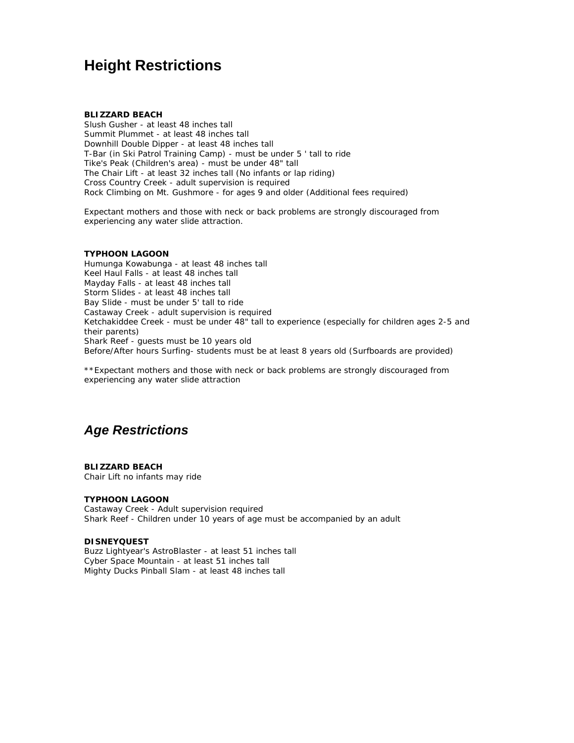# Height Restrictions

**BLIZZARD BEACH**
Slush Gusher - at least 48 inches tall
Summit Plummet - at least 48 inches tall
Downhill Double Dipper - at least 48 inches tall
T-Bar (in Ski Patrol Training Camp) - must be under 5 ' tall to ride
Tike's Peak (Children's area) - must be under 48" tall
The Chair Lift - at least 32 inches tall (No infants or lap riding)
Cross Country Creek - adult supervision is required
Rock Climbing on Mt. Gushmore - for ages 9 and older (Additional fees required)

Expectant mothers and those with neck or back problems are strongly discouraged from experiencing any water slide attraction.

**TYPHOON LAGOON**
Humunga Kowabunga - at least 48 inches tall
Keel Haul Falls - at least 48 inches tall
Mayday Falls - at least 48 inches tall
Storm Slides - at least 48 inches tall
Bay Slide - must be under 5' tall to ride
Castaway Creek - adult supervision is required
Ketchakiddee Creek - must be under 48" tall to experience (especially for children ages 2-5 and their parents)
Shark Reef - guests must be 10 years old
Before/After hours Surfing- students must be at least 8 years old (Surfboards are provided)

**Expectant mothers and those with neck or back problems are strongly discouraged from experiencing any water slide attraction

# *Age Restrictions*

**BLIZZARD BEACH**
Chair Lift no infants may ride

**TYPHOON LAGOON**
Castaway Creek - Adult supervision required
Shark Reef - Children under 10 years of age must be accompanied by an adult

**DISNEYQUEST**
Buzz Lightyear's AstroBlaster - at least 51 inches tall
Cyber Space Mountain - at least 51 inches tall
Mighty Ducks Pinball Slam - at least 48 inches tall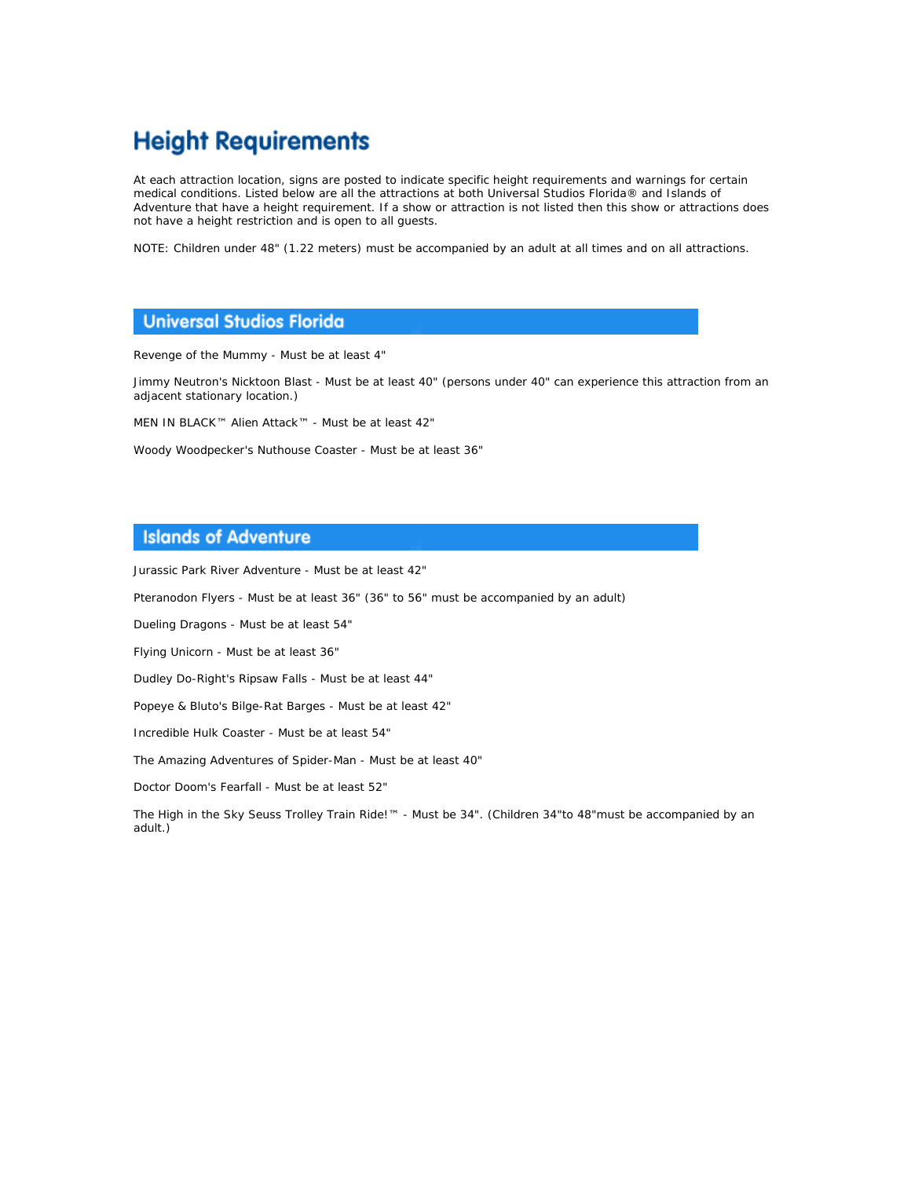# Height Requirements

At each attraction location, signs are posted to indicate specific height requirements and warnings for certain medical conditions. Listed below are all the attractions at both Universal Studios Florida® and Islands of Adventure that have a height requirement. If a show or attraction is not listed then this show or attractions does not have a height restriction and is open to all guests.

NOTE: Children under 48" (1.22 meters) must be accompanied by an adult at all times and on all attractions.

## Universal Studios Florida

Revenge of the Mummy - Must be at least 4"

Jimmy Neutron's Nicktoon Blast - Must be at least 40" (persons under 40" can experience this attraction from an adjacent stationary location.)

MEN IN BLACK™ Alien Attack™ - Must be at least 42"

Woody Woodpecker's Nuthouse Coaster - Must be at least 36"

## Islands of Adventure

Jurassic Park River Adventure - Must be at least 42"

Pteranodon Flyers - Must be at least 36" (36" to 56" must be accompanied by an adult)

Dueling Dragons - Must be at least 54"

Flying Unicorn - Must be at least 36"

Dudley Do-Right's Ripsaw Falls - Must be at least 44"

Popeye & Bluto's Bilge-Rat Barges - Must be at least 42"

Incredible Hulk Coaster - Must be at least 54"

The Amazing Adventures of Spider-Man - Must be at least 40"

Doctor Doom's Fearfall - Must be at least 52"

The High in the Sky Seuss Trolley Train Ride!™ - Must be 34". (Children 34"to 48"must be accompanied by an adult.)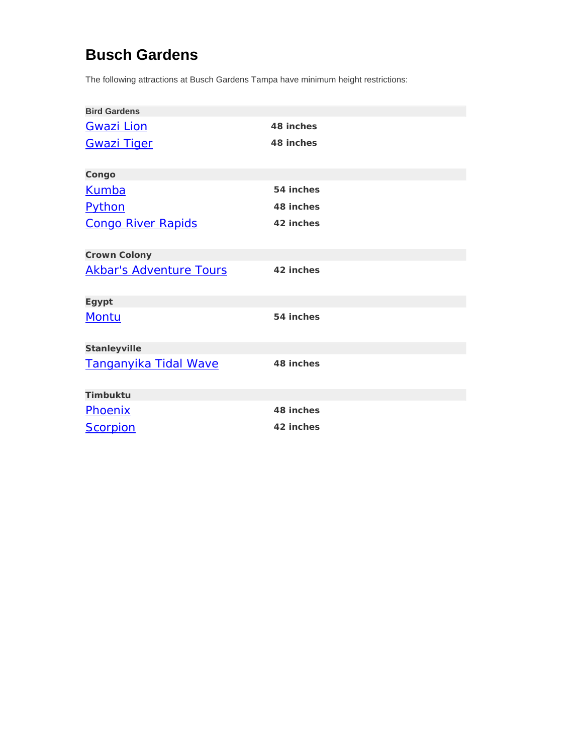# Busch Gardens

The following attractions at Busch Gardens Tampa have minimum height restrictions:

| | |
|---|---|
| **Bird Gardens** | |
| Gwazi Lion | **48 inches** |
| Gwazi Tiger | **48 inches** |
| **Congo** | |
| Kumba | **54 inches** |
| Python | **48 inches** |
| Congo River Rapids | **42 inches** |
| **Crown Colony** | |
| Akbar's Adventure Tours | **42 inches** |
| **Egypt** | |
| Montu | **54 inches** |
| **Stanleyville** | |
| Tanganyika Tidal Wave | **48 inches** |
| **Timbuktu** | |
| Phoenix | **48 inches** |
| Scorpion | **42 inches** |